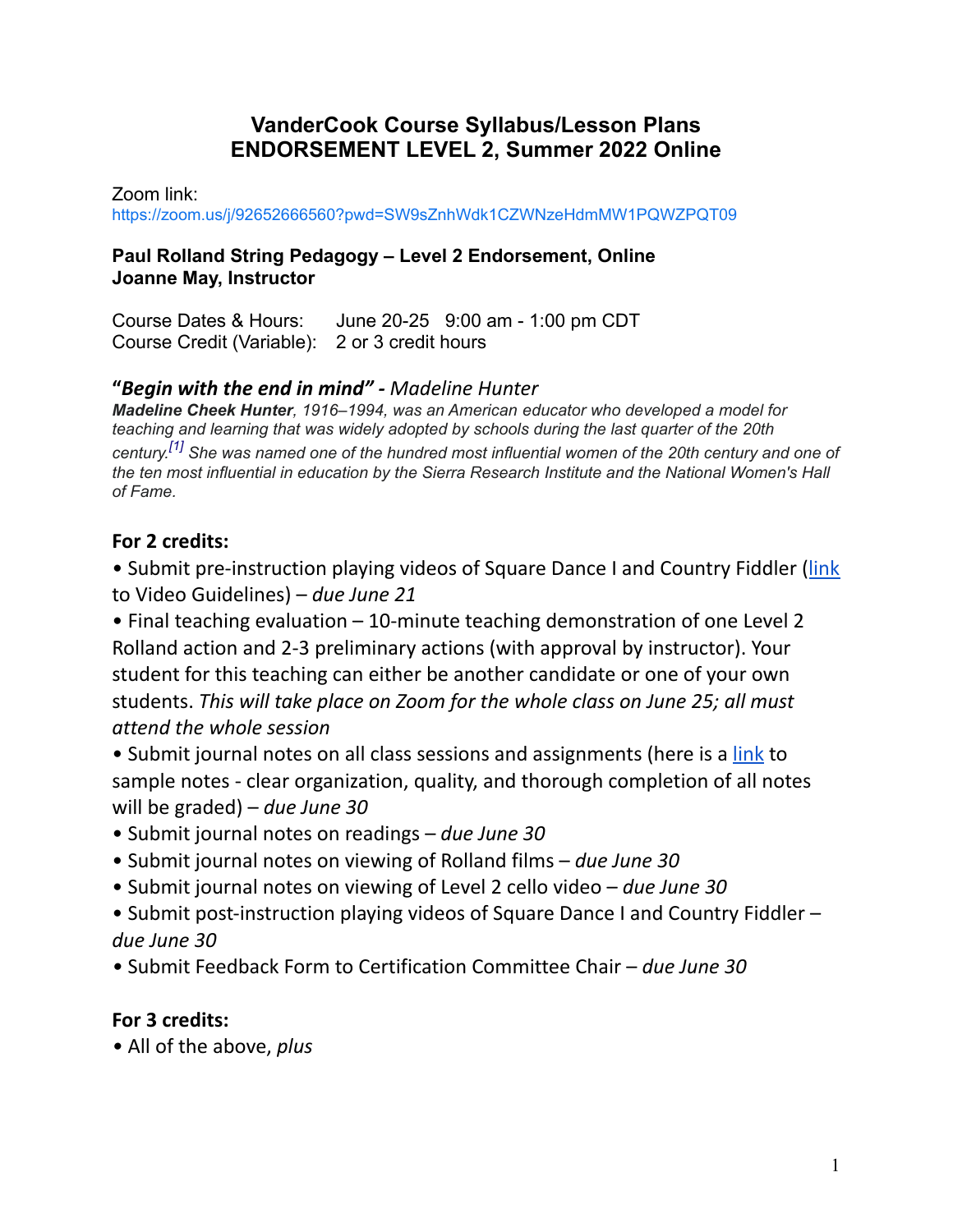# VanderCook Course Syllabus/Lesson Plans
# ENDORSEMENT LEVEL 2, Summer 2022 Online

Zoom link:
https://zoom.us/j/92652666560?pwd=SW9sZnhWdk1CZWNzeHdmMW1PQWZPQT09

**Paul Rolland String Pedagogy – Level 2 Endorsement, Online**
**Joanne May, Instructor**

Course Dates & Hours: June 20-25 9:00 am - 1:00 pm CDT
Course Credit (Variable): 2 or 3 credit hours

### *"Begin with the end in mind" - Madeline Hunter*

***Madeline Cheek Hunter**, 1916–1994, was an American educator who developed a model for teaching and learning that was widely adopted by schools during the last quarter of the 20th century.[1] She was named one of the hundred most influential women of the 20th century and one of the ten most influential in education by the Sierra Research Institute and the National Women's Hall of Fame.*

### For 2 credits:

- Submit pre-instruction playing videos of Square Dance I and Country Fiddler (link to Video Guidelines) – *due June 21*
- Final teaching evaluation – 10-minute teaching demonstration of one Level 2 Rolland action and 2-3 preliminary actions (with approval by instructor). Your student for this teaching can either be another candidate or one of your own students. *This will take place on Zoom for the whole class on June 25; all must attend the whole session*
- Submit journal notes on all class sessions and assignments (here is a link to sample notes - clear organization, quality, and thorough completion of all notes will be graded) – *due June 30*
- Submit journal notes on readings – *due June 30*
- Submit journal notes on viewing of Rolland films – *due June 30*
- Submit journal notes on viewing of Level 2 cello video – *due June 30*
- Submit post-instruction playing videos of Square Dance I and Country Fiddler – *due June 30*
- Submit Feedback Form to Certification Committee Chair – *due June 30*

### For 3 credits:

- All of the above, *plus*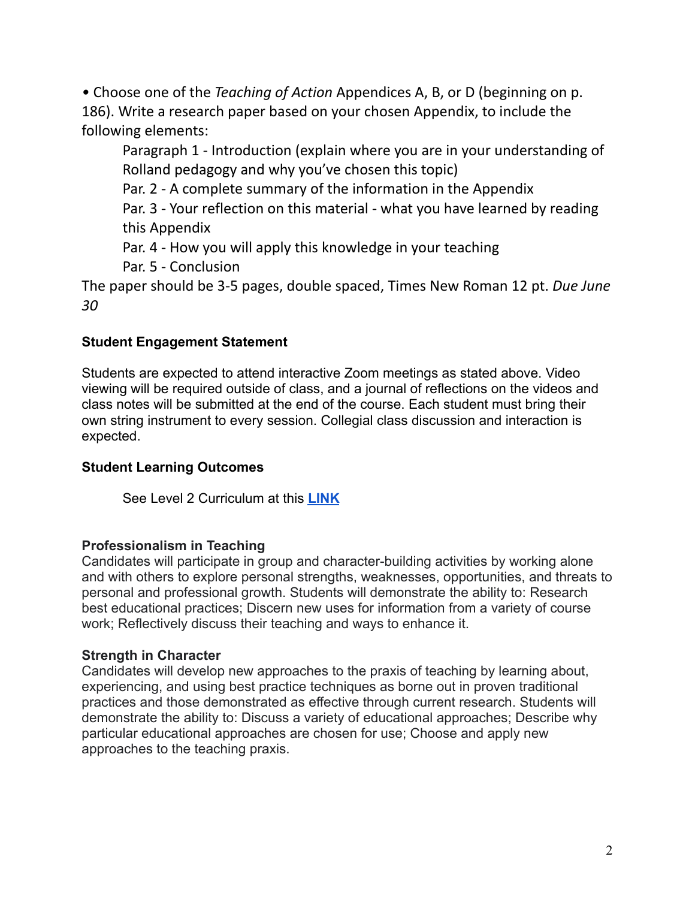- Choose one of the *Teaching of Action* Appendices A, B, or D (beginning on p. 186). Write a research paper based on your chosen Appendix, to include the following elements:

  Paragraph 1 - Introduction (explain where you are in your understanding of Rolland pedagogy and why you've chosen this topic)
  
  Par. 2 - A complete summary of the information in the Appendix
  
  Par. 3 - Your reflection on this material - what you have learned by reading this Appendix
  
  Par. 4 - How you will apply this knowledge in your teaching
  
  Par. 5 - Conclusion

The paper should be 3-5 pages, double spaced, Times New Roman 12 pt. *Due June 30*

**Student Engagement Statement**

Students are expected to attend interactive Zoom meetings as stated above. Video viewing will be required outside of class, and a journal of reflections on the videos and class notes will be submitted at the end of the course. Each student must bring their own string instrument to every session. Collegial class discussion and interaction is expected.

**Student Learning Outcomes**

See Level 2 Curriculum at this **LINK**

**Professionalism in Teaching**

Candidates will participate in group and character-building activities by working alone and with others to explore personal strengths, weaknesses, opportunities, and threats to personal and professional growth. Students will demonstrate the ability to: Research best educational practices; Discern new uses for information from a variety of course work; Reflectively discuss their teaching and ways to enhance it.

**Strength in Character**

Candidates will develop new approaches to the praxis of teaching by learning about, experiencing, and using best practice techniques as borne out in proven traditional practices and those demonstrated as effective through current research. Students will demonstrate the ability to: Discuss a variety of educational approaches; Describe why particular educational approaches are chosen for use; Choose and apply new approaches to the teaching praxis.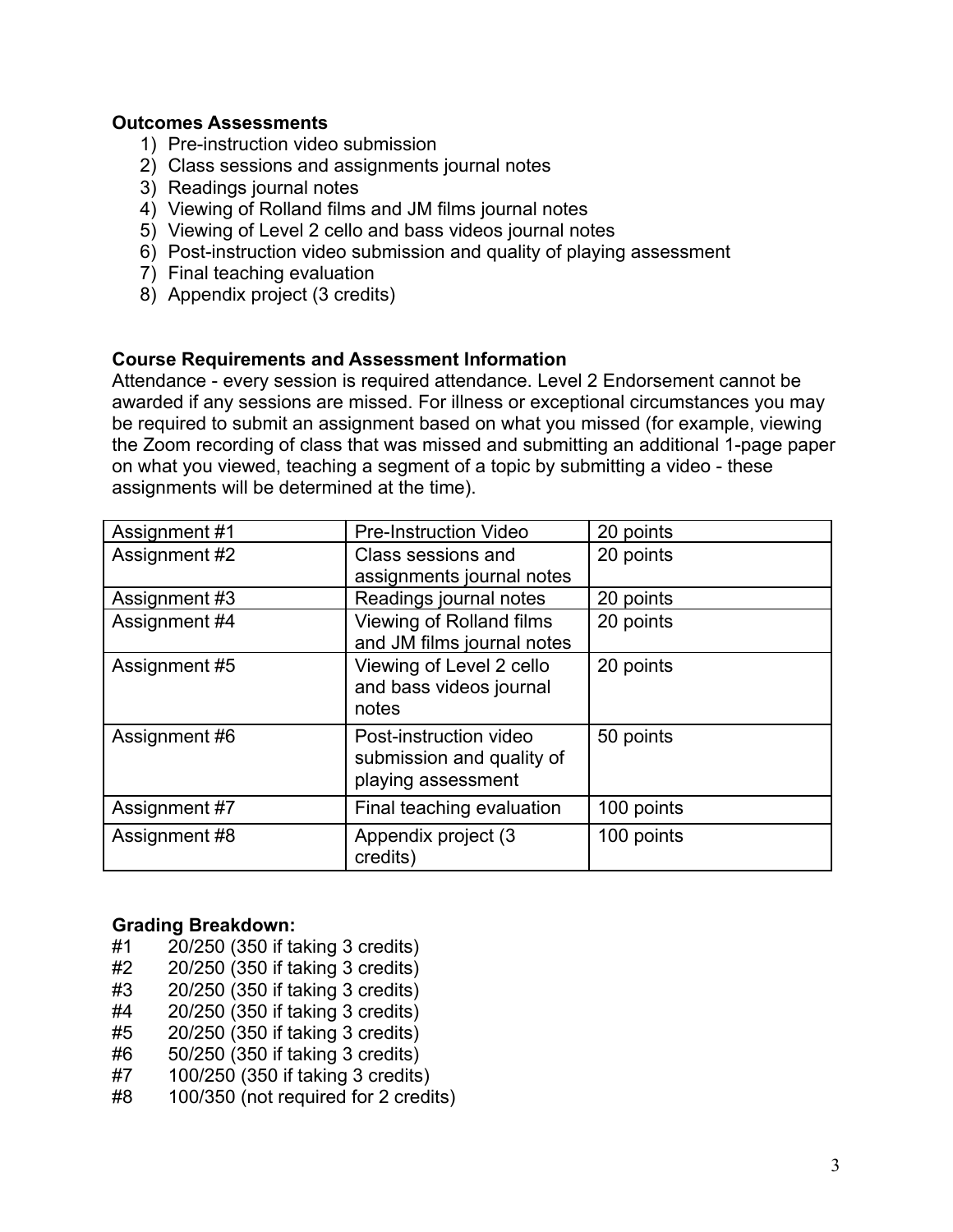**Outcomes Assessments**

1) Pre-instruction video submission
2) Class sessions and assignments journal notes
3) Readings journal notes
4) Viewing of Rolland films and JM films journal notes
5) Viewing of Level 2 cello and bass videos journal notes
6) Post-instruction video submission and quality of playing assessment
7) Final teaching evaluation
8) Appendix project (3 credits)

**Course Requirements and Assessment Information**

Attendance - every session is required attendance. Level 2 Endorsement cannot be awarded if any sessions are missed. For illness or exceptional circumstances you may be required to submit an assignment based on what you missed (for example, viewing the Zoom recording of class that was missed and submitting an additional 1-page paper on what you viewed, teaching a segment of a topic by submitting a video - these assignments will be determined at the time).

| Assignment #1 | Pre-Instruction Video | 20 points |
|---|---|---|
| Assignment #2 | Class sessions and assignments journal notes | 20 points |
| Assignment #3 | Readings journal notes | 20 points |
| Assignment #4 | Viewing of Rolland films and JM films journal notes | 20 points |
| Assignment #5 | Viewing of Level 2 cello and bass videos journal notes | 20 points |
| Assignment #6 | Post-instruction video submission and quality of playing assessment | 50 points |
| Assignment #7 | Final teaching evaluation | 100 points |
| Assignment #8 | Appendix project (3 credits) | 100 points |

**Grading Breakdown:**

#1 20/250 (350 if taking 3 credits)
#2 20/250 (350 if taking 3 credits)
#3 20/250 (350 if taking 3 credits)
#4 20/250 (350 if taking 3 credits)
#5 20/250 (350 if taking 3 credits)
#6 50/250 (350 if taking 3 credits)
#7 100/250 (350 if taking 3 credits)
#8 100/350 (not required for 2 credits)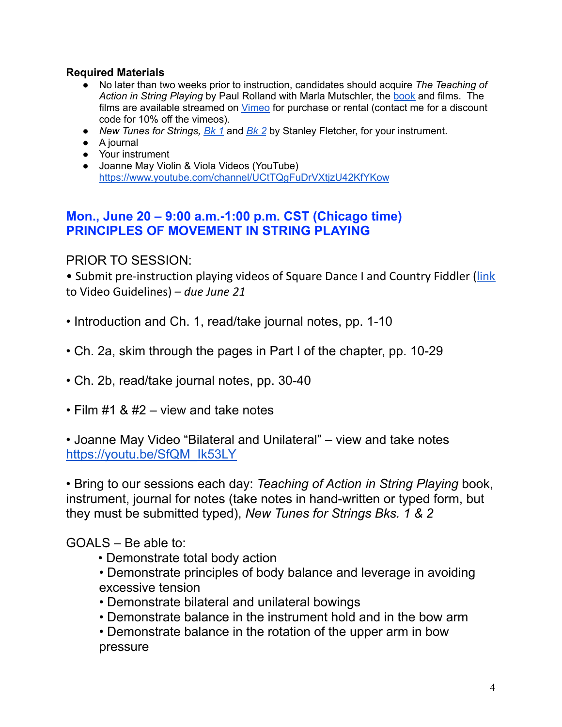**Required Materials**

- No later than two weeks prior to instruction, candidates should acquire *The Teaching of Action in String Playing* by Paul Rolland with Marla Mutschler, the book and films. The films are available streamed on Vimeo for purchase or rental (contact me for a discount code for 10% off the vimeos).
- *New Tunes for Strings, Bk 1* and *Bk 2* by Stanley Fletcher, for your instrument.
- A journal
- Your instrument
- Joanne May Violin & Viola Videos (YouTube) https://www.youtube.com/channel/UCtTQgFuDrVXtjzU42KfYKow

## Mon., June 20 – 9:00 a.m.-1:00 p.m. CST (Chicago time)
## PRINCIPLES OF MOVEMENT IN STRING PLAYING

PRIOR TO SESSION:

• Submit pre-instruction playing videos of Square Dance I and Country Fiddler (link to Video Guidelines) – *due June 21*

• Introduction and Ch. 1, read/take journal notes, pp. 1-10

• Ch. 2a, skim through the pages in Part I of the chapter, pp. 10-29

• Ch. 2b, read/take journal notes, pp. 30-40

• Film #1 & #2 – view and take notes

• Joanne May Video "Bilateral and Unilateral" – view and take notes https://youtu.be/SfQM_Ik53LY

• Bring to our sessions each day: *Teaching of Action in String Playing* book, instrument, journal for notes (take notes in hand-written or typed form, but they must be submitted typed), *New Tunes for Strings Bks. 1 & 2*

GOALS – Be able to:

- Demonstrate total body action
- Demonstrate principles of body balance and leverage in avoiding excessive tension
- Demonstrate bilateral and unilateral bowings
- Demonstrate balance in the instrument hold and in the bow arm
- Demonstrate balance in the rotation of the upper arm in bow pressure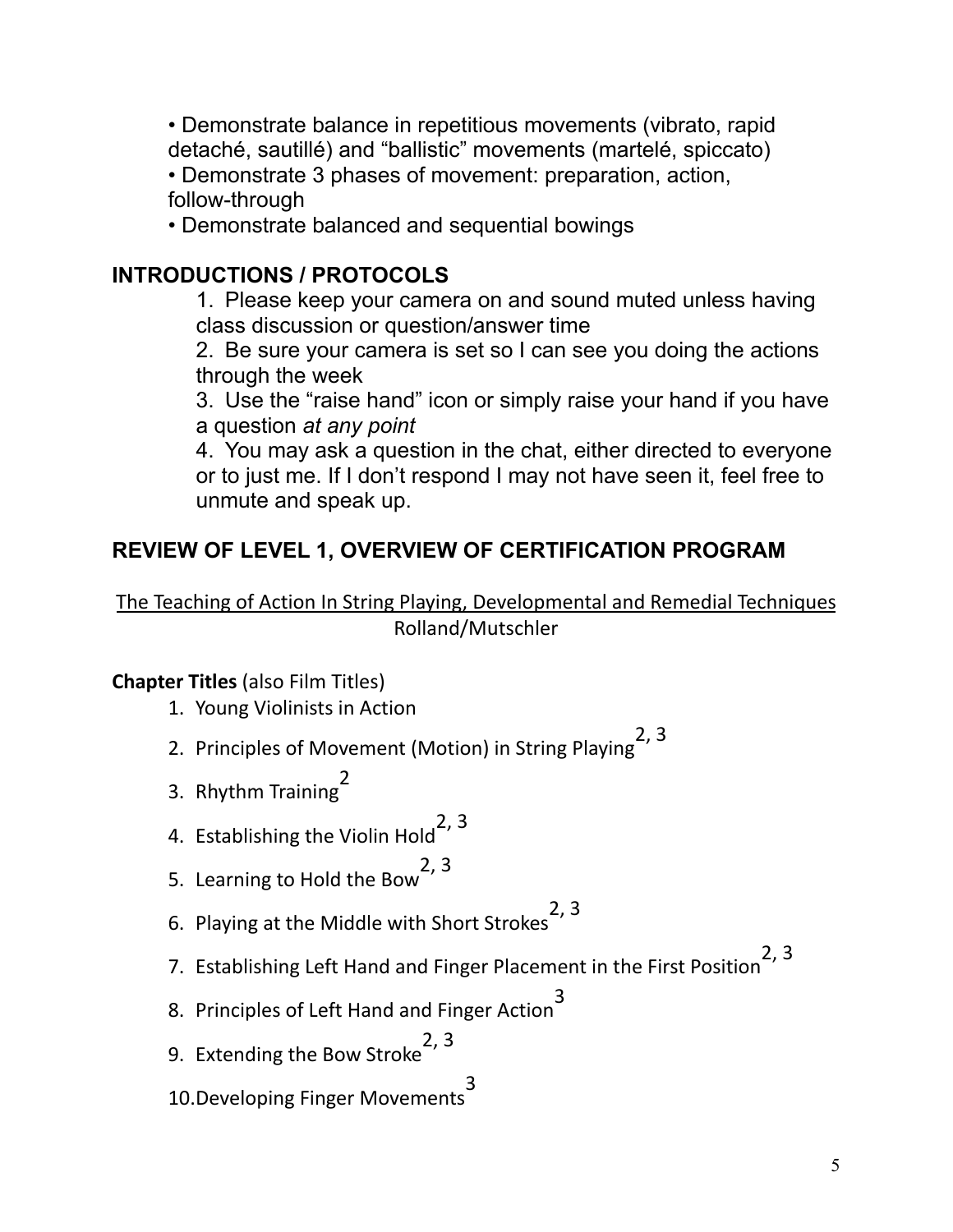- Demonstrate balance in repetitious movements (vibrato, rapid detaché, sautillé) and "ballistic" movements (martelé, spiccato)
- Demonstrate 3 phases of movement: preparation, action, follow-through
- Demonstrate balanced and sequential bowings

## INTRODUCTIONS / PROTOCOLS

1. Please keep your camera on and sound muted unless having class discussion or question/answer time
2. Be sure your camera is set so I can see you doing the actions through the week
3. Use the "raise hand" icon or simply raise your hand if you have a question *at any point*
4. You may ask a question in the chat, either directed to everyone or to just me. If I don't respond I may not have seen it, feel free to unmute and speak up.

## REVIEW OF LEVEL 1, OVERVIEW OF CERTIFICATION PROGRAM

The Teaching of Action In String Playing, Developmental and Remedial Techniques
Rolland/Mutschler

**Chapter Titles** (also Film Titles)

1. Young Violinists in Action
2. Principles of Movement (Motion) in String Playing[2, 3]
3. Rhythm Training[2]
4. Establishing the Violin Hold[2, 3]
5. Learning to Hold the Bow[2, 3]
6. Playing at the Middle with Short Strokes[2, 3]
7. Establishing Left Hand and Finger Placement in the First Position[2, 3]
8. Principles of Left Hand and Finger Action[3]
9. Extending the Bow Stroke[2, 3]
10. Developing Finger Movements[3]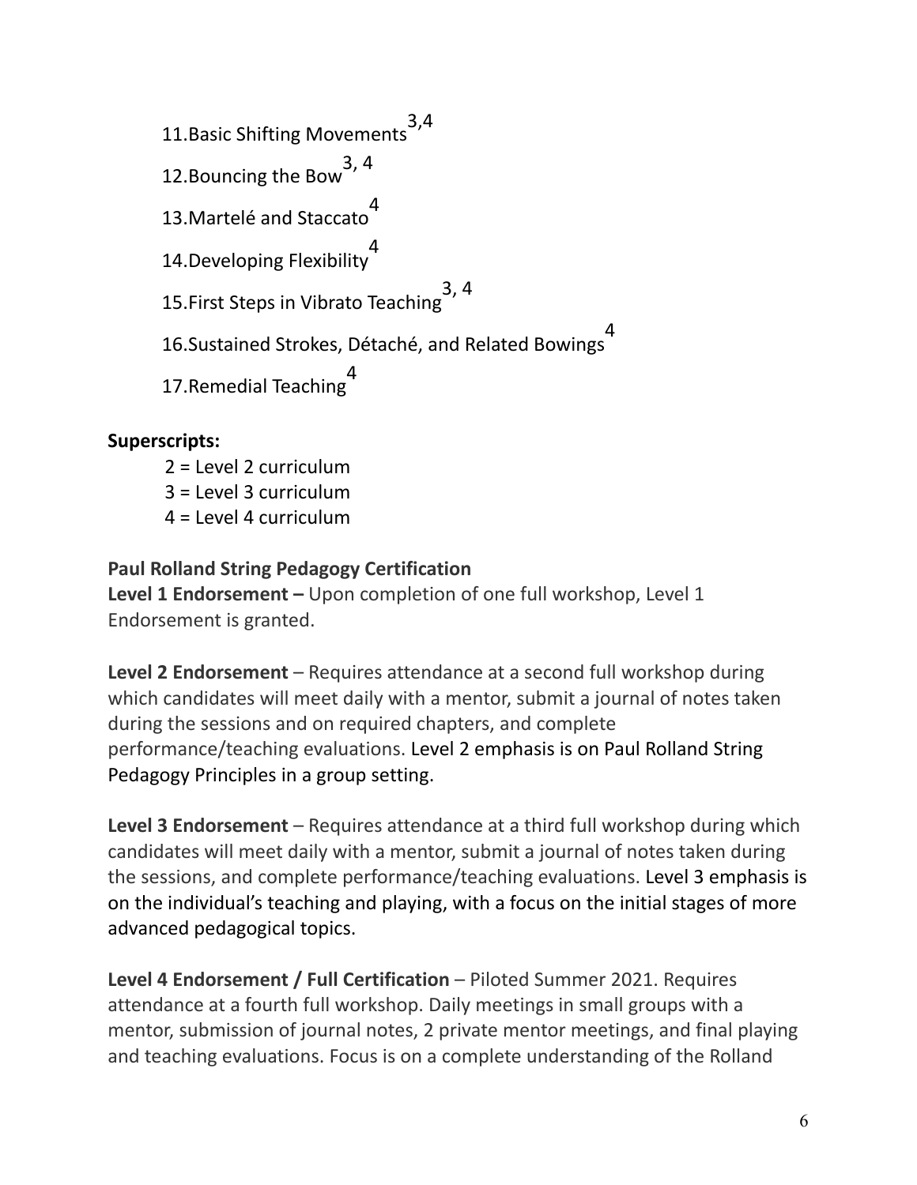11. Basic Shifting Movements[3,4]
12. Bouncing the Bow[3, 4]
13. Martelé and Staccato[4]
14. Developing Flexibility[4]
15. First Steps in Vibrato Teaching[3, 4]
16. Sustained Strokes, Détaché, and Related Bowings[4]
17. Remedial Teaching[4]

**Superscripts:**

2 = Level 2 curriculum
3 = Level 3 curriculum
4 = Level 4 curriculum

**Paul Rolland String Pedagogy Certification**

**Level 1 Endorsement –** Upon completion of one full workshop, Level 1 Endorsement is granted.

**Level 2 Endorsement** – Requires attendance at a second full workshop during which candidates will meet daily with a mentor, submit a journal of notes taken during the sessions and on required chapters, and complete performance/teaching evaluations. Level 2 emphasis is on Paul Rolland String Pedagogy Principles in a group setting.

**Level 3 Endorsement** – Requires attendance at a third full workshop during which candidates will meet daily with a mentor, submit a journal of notes taken during the sessions, and complete performance/teaching evaluations. Level 3 emphasis is on the individual's teaching and playing, with a focus on the initial stages of more advanced pedagogical topics.

**Level 4 Endorsement / Full Certification** – Piloted Summer 2021. Requires attendance at a fourth full workshop. Daily meetings in small groups with a mentor, submission of journal notes, 2 private mentor meetings, and final playing and teaching evaluations. Focus is on a complete understanding of the Rolland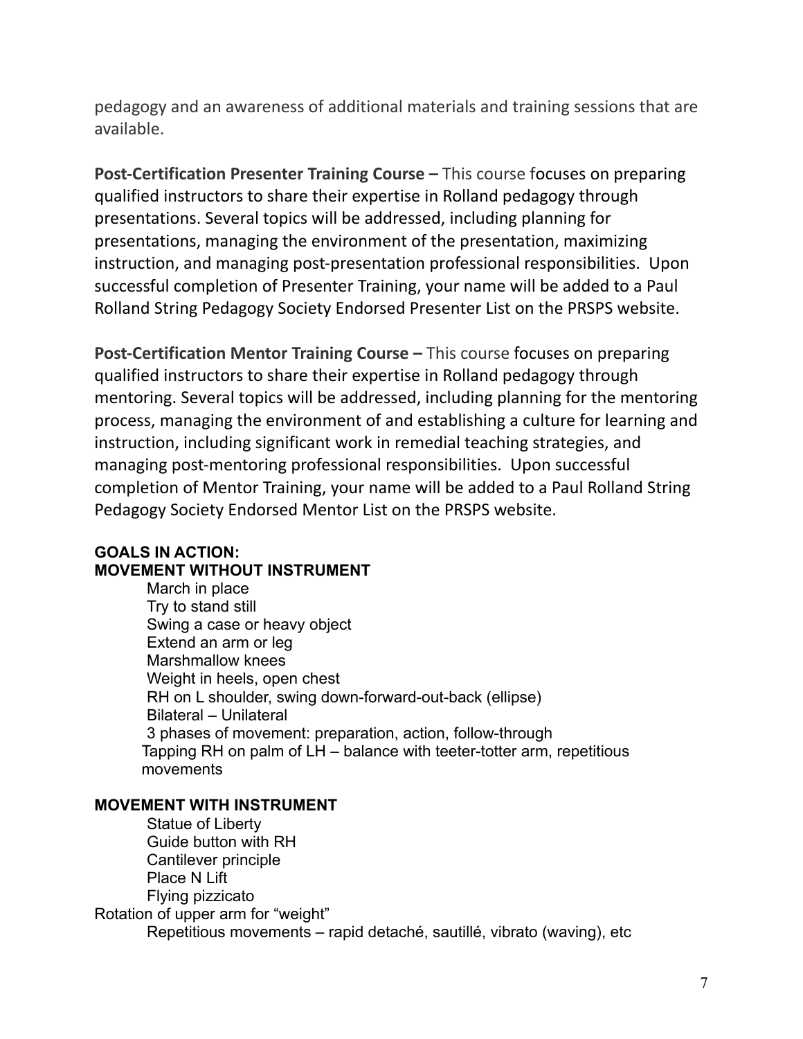pedagogy and an awareness of additional materials and training sessions that are available.

**Post-Certification Presenter Training Course –** This course focuses on preparing qualified instructors to share their expertise in Rolland pedagogy through presentations. Several topics will be addressed, including planning for presentations, managing the environment of the presentation, maximizing instruction, and managing post-presentation professional responsibilities. Upon successful completion of Presenter Training, your name will be added to a Paul Rolland String Pedagogy Society Endorsed Presenter List on the PRSPS website.

**Post-Certification Mentor Training Course –** This course focuses on preparing qualified instructors to share their expertise in Rolland pedagogy through mentoring. Several topics will be addressed, including planning for the mentoring process, managing the environment of and establishing a culture for learning and instruction, including significant work in remedial teaching strategies, and managing post-mentoring professional responsibilities. Upon successful completion of Mentor Training, your name will be added to a Paul Rolland String Pedagogy Society Endorsed Mentor List on the PRSPS website.

**GOALS IN ACTION:**
**MOVEMENT WITHOUT INSTRUMENT**

- March in place
- Try to stand still
- Swing a case or heavy object
- Extend an arm or leg
- Marshmallow knees
- Weight in heels, open chest
- RH on L shoulder, swing down-forward-out-back (ellipse)
- Bilateral – Unilateral
- 3 phases of movement: preparation, action, follow-through
- Tapping RH on palm of LH – balance with teeter-totter arm, repetitious movements

**MOVEMENT WITH INSTRUMENT**

- Statue of Liberty
- Guide button with RH
- Cantilever principle
- Place N Lift
- Flying pizzicato
- Rotation of upper arm for "weight"
- Repetitious movements – rapid detaché, sautillé, vibrato (waving), etc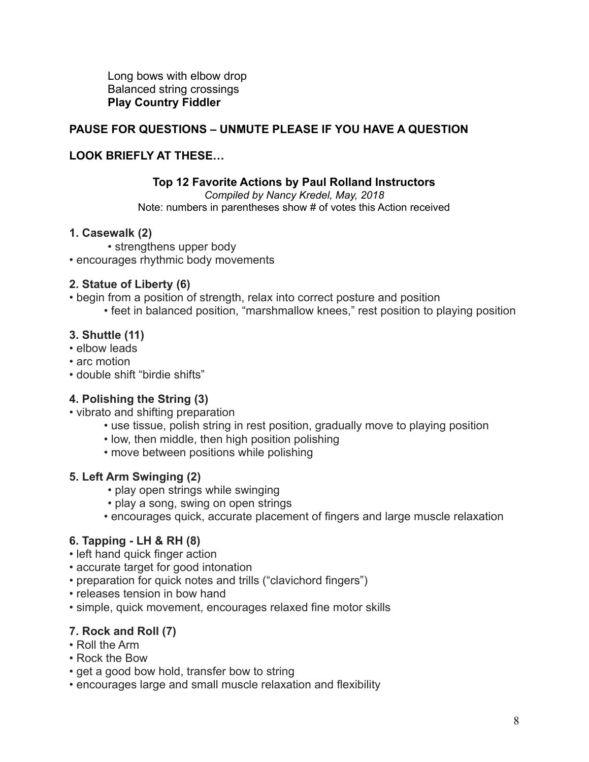Long bows with elbow drop
Balanced string crossings
**Play Country Fiddler**

**PAUSE FOR QUESTIONS – UNMUTE PLEASE IF YOU HAVE A QUESTION**

**LOOK BRIEFLY AT THESE…**

### Top 12 Favorite Actions by Paul Rolland Instructors

*Compiled by Nancy Kredel, May, 2018*

Note: numbers in parentheses show # of votes this Action received

**1. Casewalk (2)**

- strengthens upper body
- encourages rhythmic body movements

**2. Statue of Liberty (6)**

- begin from a position of strength, relax into correct posture and position
  - feet in balanced position, "marshmallow knees," rest position to playing position

**3. Shuttle (11)**

- elbow leads
- arc motion
- double shift "birdie shifts"

**4. Polishing the String (3)**

- vibrato and shifting preparation
  - use tissue, polish string in rest position, gradually move to playing position
  - low, then middle, then high position polishing
  - move between positions while polishing

**5. Left Arm Swinging (2)**

- play open strings while swinging
- play a song, swing on open strings
- encourages quick, accurate placement of fingers and large muscle relaxation

**6. Tapping - LH & RH (8)**

- left hand quick finger action
- accurate target for good intonation
- preparation for quick notes and trills ("clavichord fingers")
- releases tension in bow hand
- simple, quick movement, encourages relaxed fine motor skills

**7. Rock and Roll (7)**

- Roll the Arm
- Rock the Bow
- get a good bow hold, transfer bow to string
- encourages large and small muscle relaxation and flexibility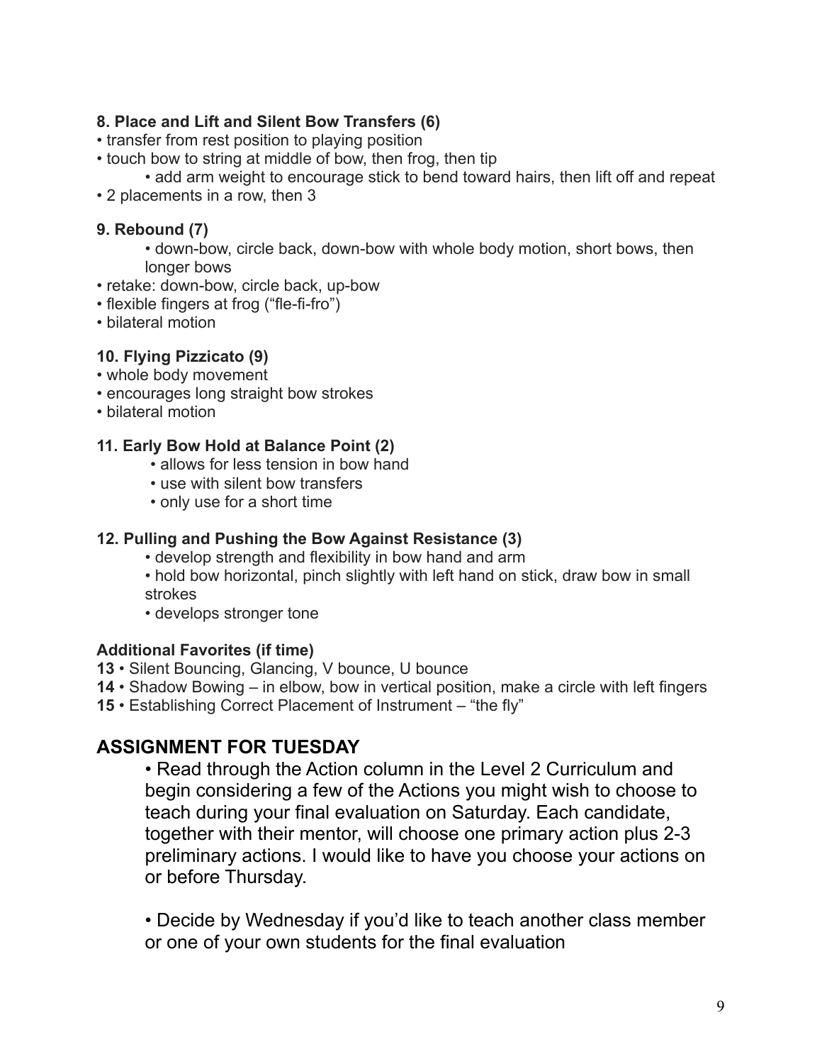**8. Place and Lift and Silent Bow Transfers (6)**

- transfer from rest position to playing position
- touch bow to string at middle of bow, then frog, then tip
  - add arm weight to encourage stick to bend toward hairs, then lift off and repeat
- 2 placements in a row, then 3

**9. Rebound (7)**

- down-bow, circle back, down-bow with whole body motion, short bows, then longer bows
- retake: down-bow, circle back, up-bow
- flexible fingers at frog ("fle-fi-fro")
- bilateral motion

**10. Flying Pizzicato (9)**

- whole body movement
- encourages long straight bow strokes
- bilateral motion

**11. Early Bow Hold at Balance Point (2)**

- allows for less tension in bow hand
- use with silent bow transfers
- only use for a short time

**12. Pulling and Pushing the Bow Against Resistance (3)**

- develop strength and flexibility in bow hand and arm
- hold bow horizontal, pinch slightly with left hand on stick, draw bow in small strokes
- develops stronger tone

**Additional Favorites (if time)**

**13** • Silent Bouncing, Glancing, V bounce, U bounce

**14** • Shadow Bowing – in elbow, bow in vertical position, make a circle with left fingers

**15** • Establishing Correct Placement of Instrument – "the fly"

## ASSIGNMENT FOR TUESDAY

- Read through the Action column in the Level 2 Curriculum and begin considering a few of the Actions you might wish to choose to teach during your final evaluation on Saturday. Each candidate, together with their mentor, will choose one primary action plus 2-3 preliminary actions. I would like to have you choose your actions on or before Thursday.

- Decide by Wednesday if you'd like to teach another class member or one of your own students for the final evaluation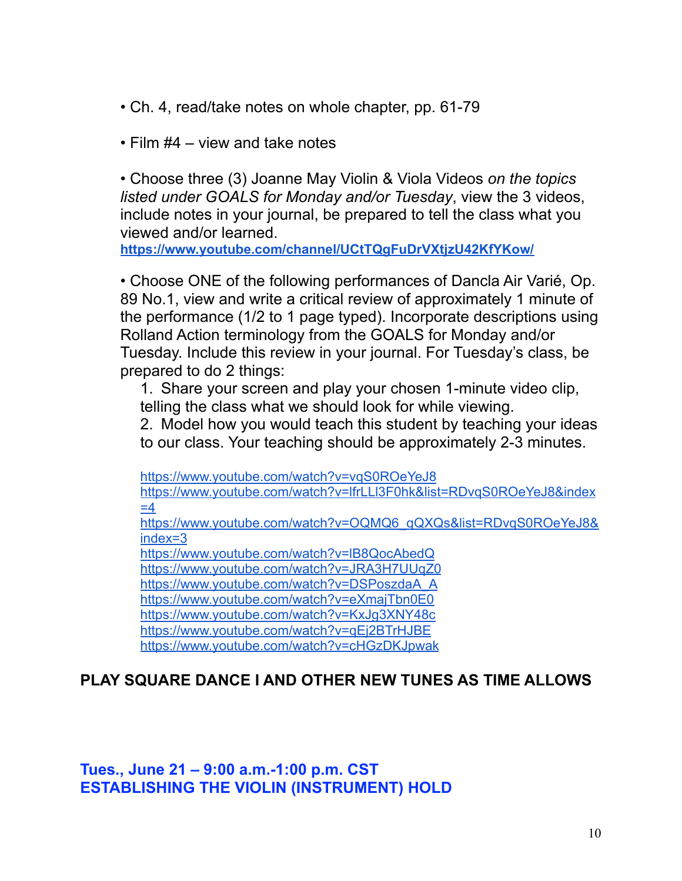• Ch. 4, read/take notes on whole chapter, pp. 61-79

• Film #4 – view and take notes

• Choose three (3) Joanne May Violin & Viola Videos *on the topics listed under GOALS for Monday and/or Tuesday*, view the 3 videos, include notes in your journal, be prepared to tell the class what you viewed and/or learned.
https://www.youtube.com/channel/UCtTQgFuDrVXtjzU42KfYKow/

• Choose ONE of the following performances of Dancla Air Varié, Op. 89 No.1, view and write a critical review of approximately 1 minute of the performance (1/2 to 1 page typed). Incorporate descriptions using Rolland Action terminology from the GOALS for Monday and/or Tuesday. Include this review in your journal. For Tuesday's class, be prepared to do 2 things:

1. Share your screen and play your chosen 1-minute video clip, telling the class what we should look for while viewing.
2. Model how you would teach this student by teaching your ideas to our class. Your teaching should be approximately 2-3 minutes.

https://www.youtube.com/watch?v=vqS0ROeYeJ8
https://www.youtube.com/watch?v=lfrLLl3F0hk&list=RDvqS0ROeYeJ8&index=4
https://www.youtube.com/watch?v=OQMQ6_qQXQs&list=RDvqS0ROeYeJ8&index=3
https://www.youtube.com/watch?v=lB8QocAbedQ
https://www.youtube.com/watch?v=JRA3H7UUqZ0
https://www.youtube.com/watch?v=DSPoszdaA_A
https://www.youtube.com/watch?v=eXmajTbn0E0
https://www.youtube.com/watch?v=KxJg3XNY48c
https://www.youtube.com/watch?v=qEj2BTrHJBE
https://www.youtube.com/watch?v=cHGzDKJpwak

**PLAY SQUARE DANCE I AND OTHER NEW TUNES AS TIME ALLOWS**

## Tues., June 21 – 9:00 a.m.-1:00 p.m. CST
## ESTABLISHING THE VIOLIN (INSTRUMENT) HOLD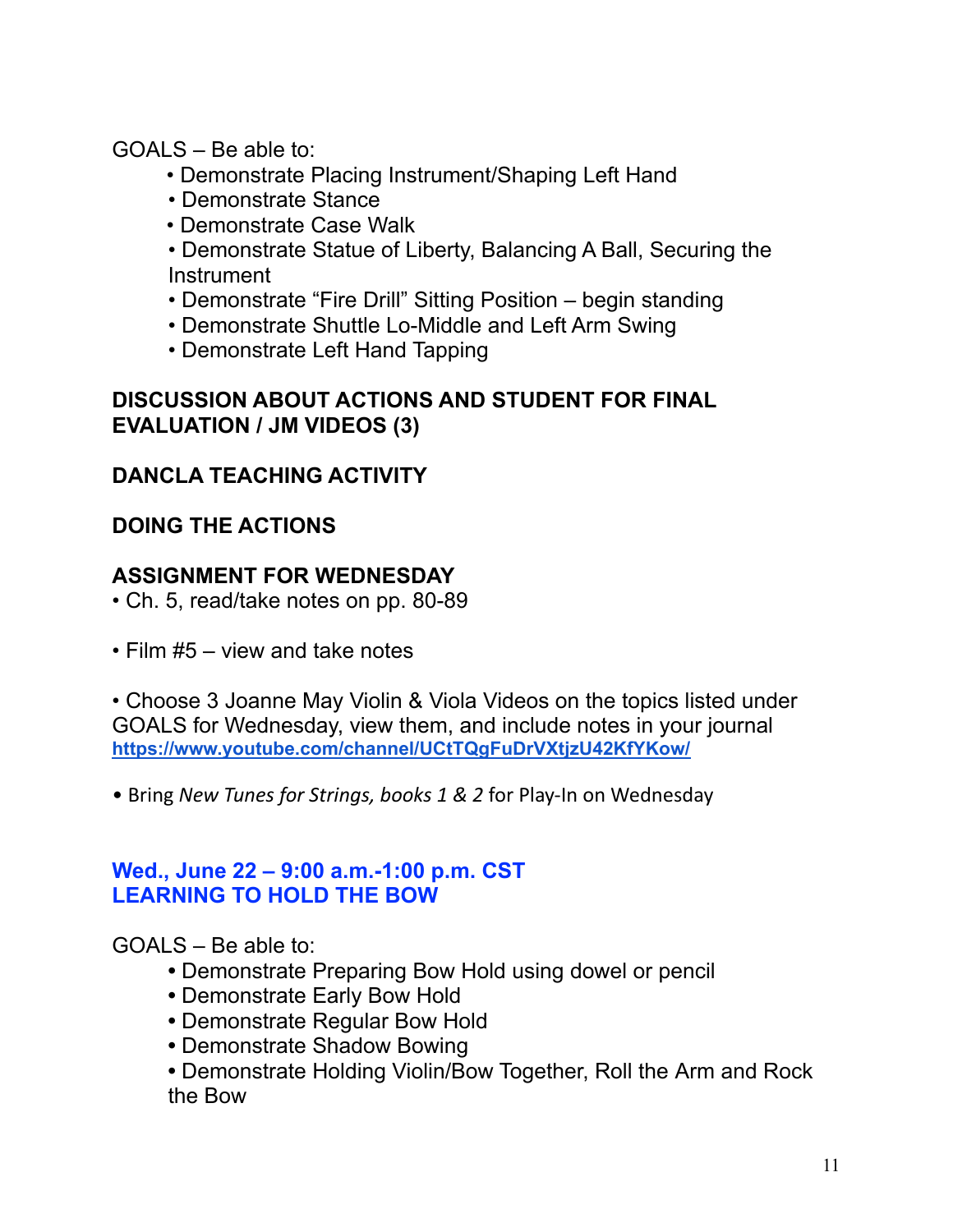GOALS – Be able to:

- Demonstrate Placing Instrument/Shaping Left Hand
- Demonstrate Stance
- Demonstrate Case Walk
- Demonstrate Statue of Liberty, Balancing A Ball, Securing the Instrument
- Demonstrate "Fire Drill" Sitting Position – begin standing
- Demonstrate Shuttle Lo-Middle and Left Arm Swing
- Demonstrate Left Hand Tapping

**DISCUSSION ABOUT ACTIONS AND STUDENT FOR FINAL EVALUATION / JM VIDEOS (3)**

**DANCLA TEACHING ACTIVITY**

**DOING THE ACTIONS**

**ASSIGNMENT FOR WEDNESDAY**

- Ch. 5, read/take notes on pp. 80-89
- Film #5 – view and take notes
- Choose 3 Joanne May Violin & Viola Videos on the topics listed under GOALS for Wednesday, view them, and include notes in your journal [https://www.youtube.com/channel/UCtTQgFuDrVXtjzU42KfYKow/](https://www.youtube.com/channel/UCtTQgFuDrVXtjzU42KfYKow/)
- Bring *New Tunes for Strings, books 1 & 2* for Play-In on Wednesday

## Wed., June 22 – 9:00 a.m.-1:00 p.m. CST
## LEARNING TO HOLD THE BOW

GOALS – Be able to:

- Demonstrate Preparing Bow Hold using dowel or pencil
- Demonstrate Early Bow Hold
- Demonstrate Regular Bow Hold
- Demonstrate Shadow Bowing
- Demonstrate Holding Violin/Bow Together, Roll the Arm and Rock the Bow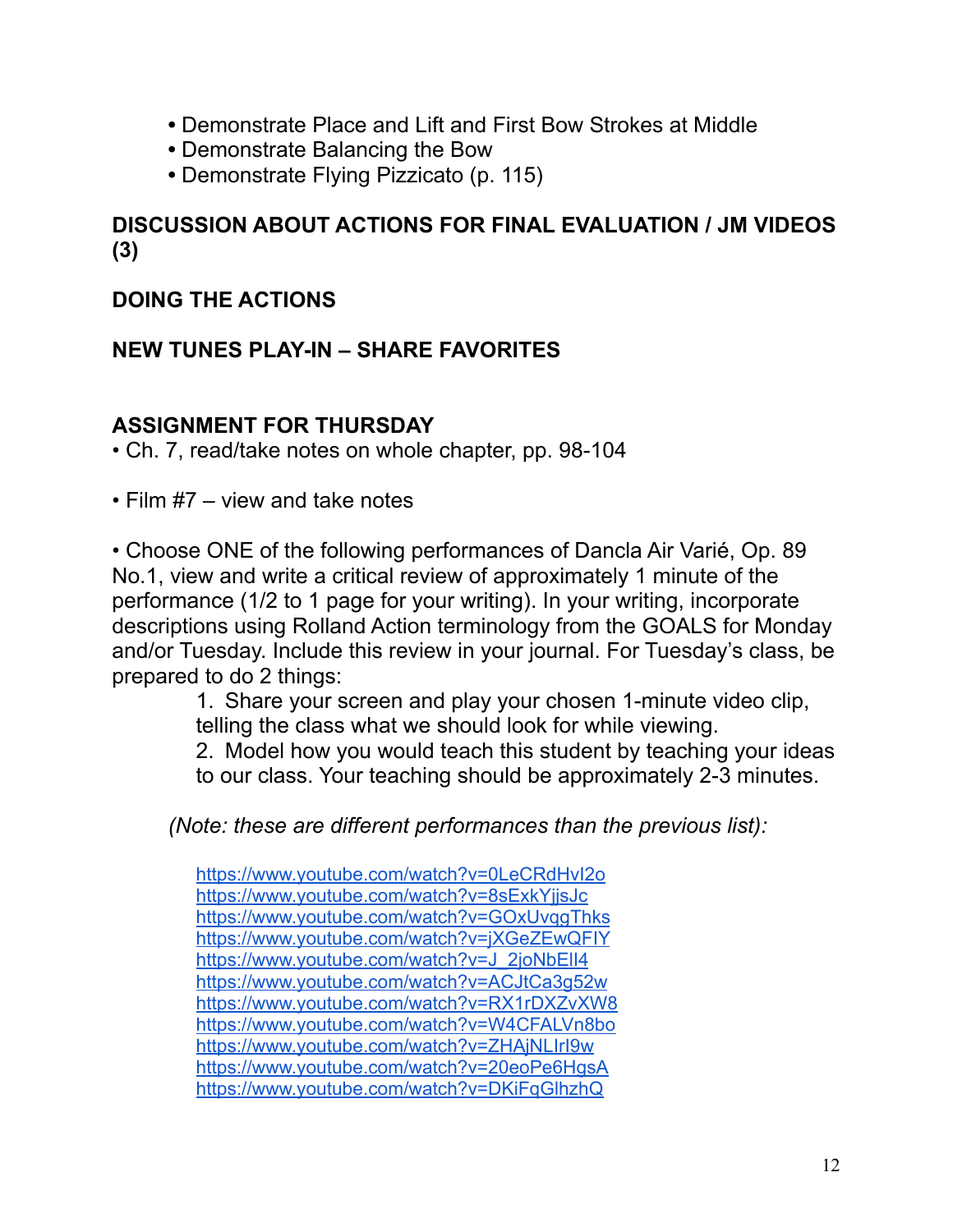- Demonstrate Place and Lift and First Bow Strokes at Middle
- Demonstrate Balancing the Bow
- Demonstrate Flying Pizzicato (p. 115)

**DISCUSSION ABOUT ACTIONS FOR FINAL EVALUATION / JM VIDEOS (3)**

**DOING THE ACTIONS**

**NEW TUNES PLAY-IN – SHARE FAVORITES**

**ASSIGNMENT FOR THURSDAY**

• Ch. 7, read/take notes on whole chapter, pp. 98-104

• Film #7 – view and take notes

• Choose ONE of the following performances of Dancla Air Varié, Op. 89 No.1, view and write a critical review of approximately 1 minute of the performance (1/2 to 1 page for your writing). In your writing, incorporate descriptions using Rolland Action terminology from the GOALS for Monday and/or Tuesday. Include this review in your journal. For Tuesday's class, be prepared to do 2 things:

1. Share your screen and play your chosen 1-minute video clip, telling the class what we should look for while viewing.
2. Model how you would teach this student by teaching your ideas to our class. Your teaching should be approximately 2-3 minutes.

*(Note: these are different performances than the previous list):*

https://www.youtube.com/watch?v=0LeCRdHvI2o
https://www.youtube.com/watch?v=8sExkYjjsJc
https://www.youtube.com/watch?v=GOxUvqgThks
https://www.youtube.com/watch?v=jXGeZEwQFIY
https://www.youtube.com/watch?v=J_2joNbEll4
https://www.youtube.com/watch?v=ACJtCa3g52w
https://www.youtube.com/watch?v=RX1rDXZvXW8
https://www.youtube.com/watch?v=W4CFALVn8bo
https://www.youtube.com/watch?v=ZHAjNLIrl9w
https://www.youtube.com/watch?v=20eoPe6HgsA
https://www.youtube.com/watch?v=DKiFqGlhzhQ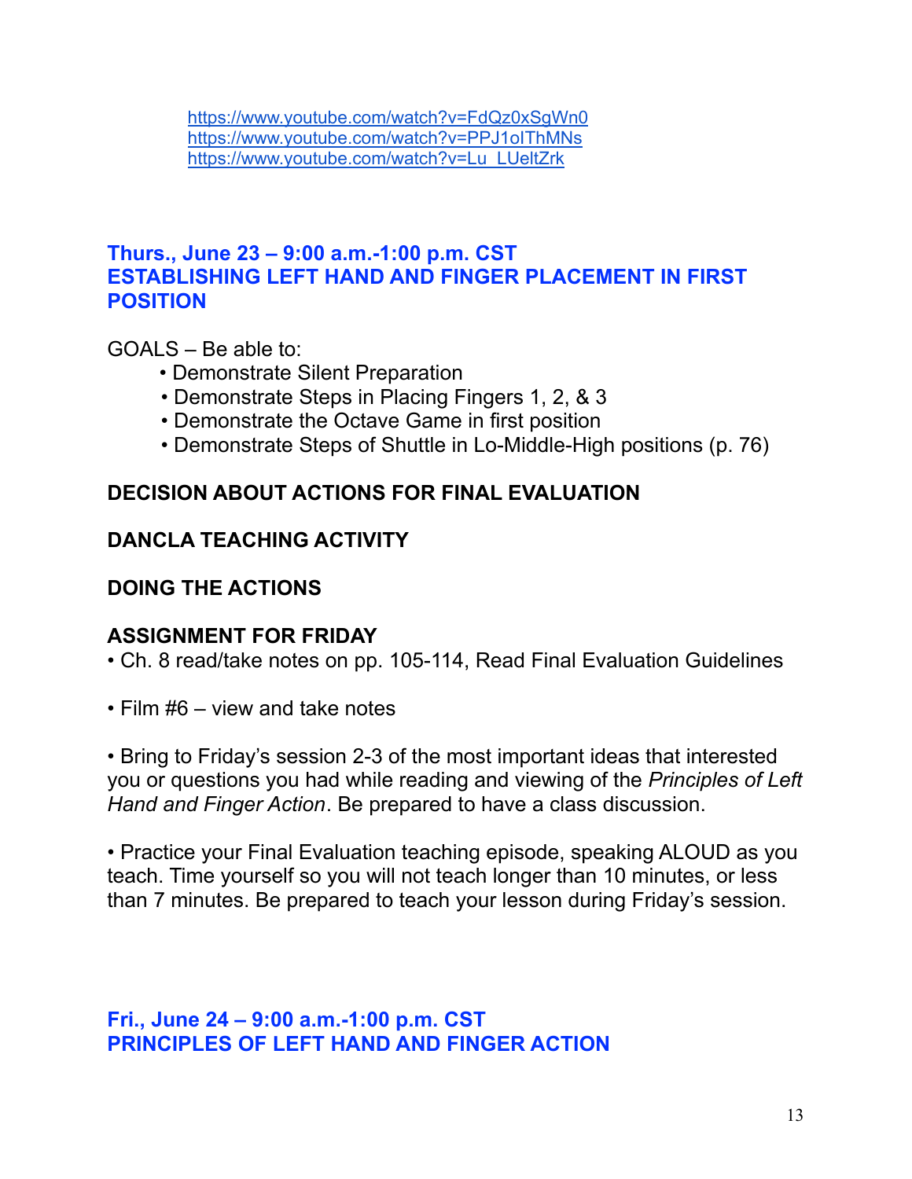https://www.youtube.com/watch?v=FdQz0xSgWn0
https://www.youtube.com/watch?v=PPJ1oIThMNs
https://www.youtube.com/watch?v=Lu_LUeltZrk

## Thurs., June 23 – 9:00 a.m.-1:00 p.m. CST
## ESTABLISHING LEFT HAND AND FINGER PLACEMENT IN FIRST POSITION

GOALS – Be able to:

- Demonstrate Silent Preparation
- Demonstrate Steps in Placing Fingers 1, 2, & 3
- Demonstrate the Octave Game in first position
- Demonstrate Steps of Shuttle in Lo-Middle-High positions (p. 76)

**DECISION ABOUT ACTIONS FOR FINAL EVALUATION**

**DANCLA TEACHING ACTIVITY**

**DOING THE ACTIONS**

**ASSIGNMENT FOR FRIDAY**

- Ch. 8 read/take notes on pp. 105-114, Read Final Evaluation Guidelines
- Film #6 – view and take notes
- Bring to Friday's session 2-3 of the most important ideas that interested you or questions you had while reading and viewing of the *Principles of Left Hand and Finger Action*. Be prepared to have a class discussion.
- Practice your Final Evaluation teaching episode, speaking ALOUD as you teach. Time yourself so you will not teach longer than 10 minutes, or less than 7 minutes. Be prepared to teach your lesson during Friday's session.

## Fri., June 24 – 9:00 a.m.-1:00 p.m. CST
## PRINCIPLES OF LEFT HAND AND FINGER ACTION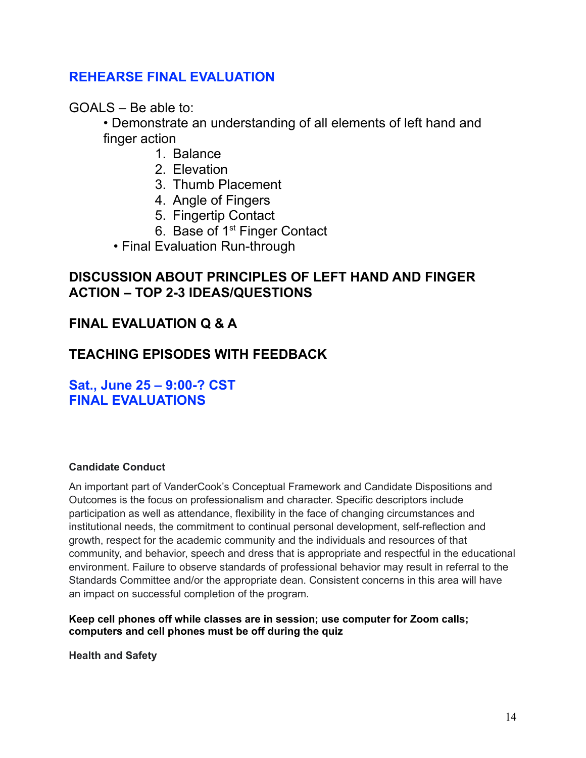## REHEARSE FINAL EVALUATION

GOALS – Be able to:

- Demonstrate an understanding of all elements of left hand and finger action
    1. Balance
    2. Elevation
    3. Thumb Placement
    4. Angle of Fingers
    5. Fingertip Contact
    6. Base of 1st Finger Contact
- Final Evaluation Run-through

## DISCUSSION ABOUT PRINCIPLES OF LEFT HAND AND FINGER ACTION – TOP 2-3 IDEAS/QUESTIONS

## FINAL EVALUATION Q & A

## TEACHING EPISODES WITH FEEDBACK

## Sat., June 25 – 9:00-? CST
## FINAL EVALUATIONS

**Candidate Conduct**

An important part of VanderCook's Conceptual Framework and Candidate Dispositions and Outcomes is the focus on professionalism and character. Specific descriptors include participation as well as attendance, flexibility in the face of changing circumstances and institutional needs, the commitment to continual personal development, self-reflection and growth, respect for the academic community and the individuals and resources of that community, and behavior, speech and dress that is appropriate and respectful in the educational environment. Failure to observe standards of professional behavior may result in referral to the Standards Committee and/or the appropriate dean. Consistent concerns in this area will have an impact on successful completion of the program.

**Keep cell phones off while classes are in session; use computer for Zoom calls; computers and cell phones must be off during the quiz**

**Health and Safety**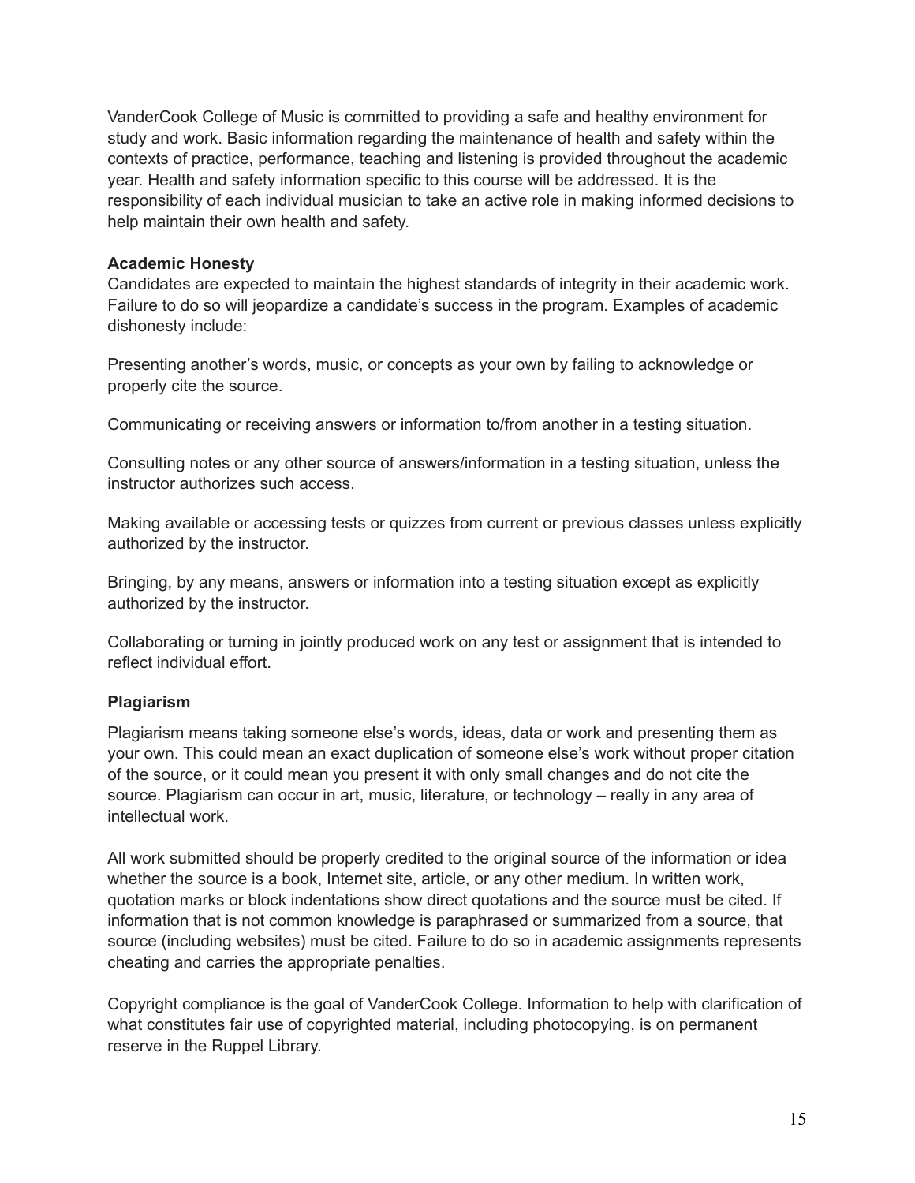VanderCook College of Music is committed to providing a safe and healthy environment for study and work. Basic information regarding the maintenance of health and safety within the contexts of practice, performance, teaching and listening is provided throughout the academic year. Health and safety information specific to this course will be addressed. It is the responsibility of each individual musician to take an active role in making informed decisions to help maintain their own health and safety.

**Academic Honesty**

Candidates are expected to maintain the highest standards of integrity in their academic work. Failure to do so will jeopardize a candidate's success in the program. Examples of academic dishonesty include:

Presenting another's words, music, or concepts as your own by failing to acknowledge or properly cite the source.

Communicating or receiving answers or information to/from another in a testing situation.

Consulting notes or any other source of answers/information in a testing situation, unless the instructor authorizes such access.

Making available or accessing tests or quizzes from current or previous classes unless explicitly authorized by the instructor.

Bringing, by any means, answers or information into a testing situation except as explicitly authorized by the instructor.

Collaborating or turning in jointly produced work on any test or assignment that is intended to reflect individual effort.

**Plagiarism**

Plagiarism means taking someone else's words, ideas, data or work and presenting them as your own. This could mean an exact duplication of someone else's work without proper citation of the source, or it could mean you present it with only small changes and do not cite the source. Plagiarism can occur in art, music, literature, or technology – really in any area of intellectual work.

All work submitted should be properly credited to the original source of the information or idea whether the source is a book, Internet site, article, or any other medium. In written work, quotation marks or block indentations show direct quotations and the source must be cited. If information that is not common knowledge is paraphrased or summarized from a source, that source (including websites) must be cited. Failure to do so in academic assignments represents cheating and carries the appropriate penalties.

Copyright compliance is the goal of VanderCook College. Information to help with clarification of what constitutes fair use of copyrighted material, including photocopying, is on permanent reserve in the Ruppel Library.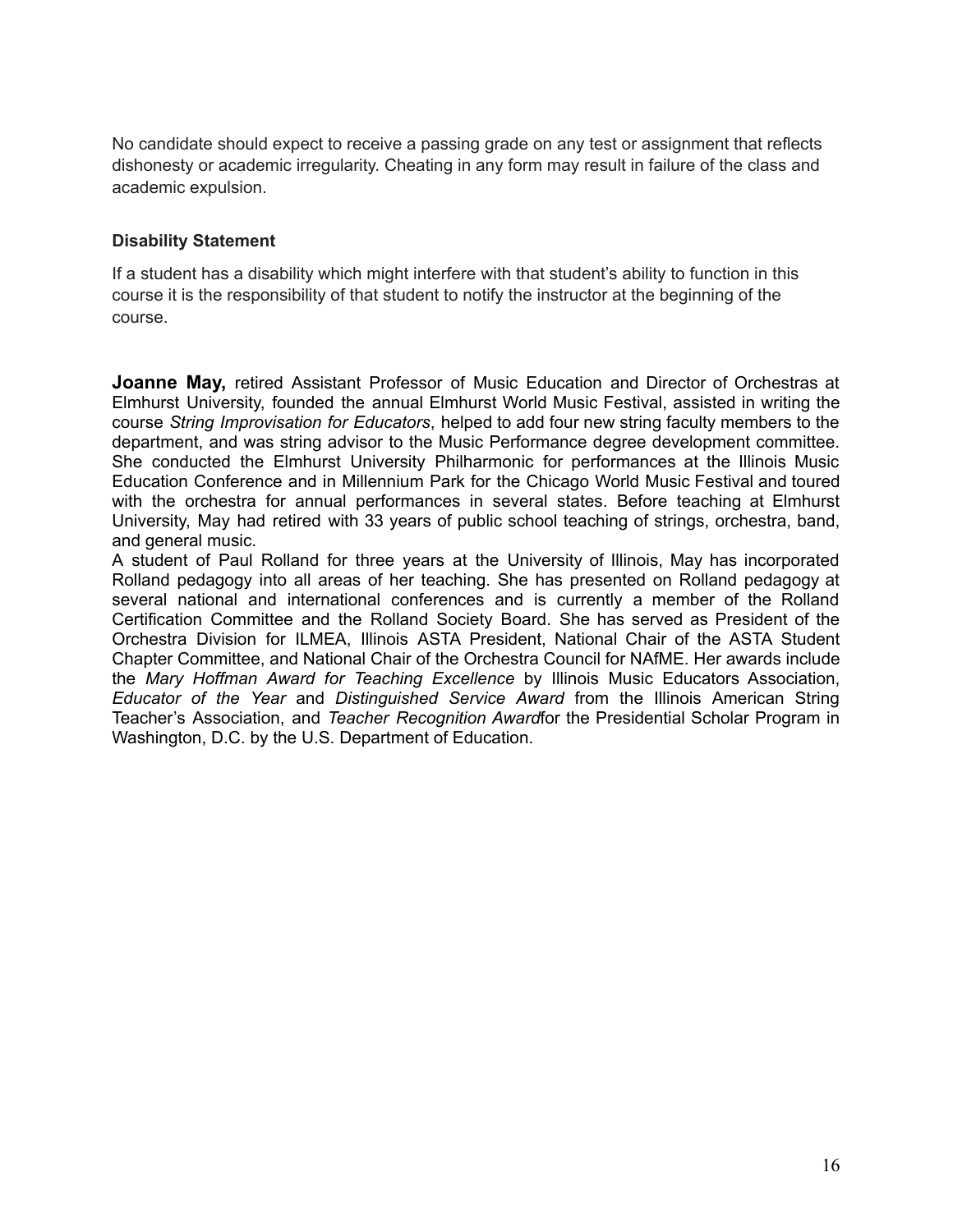No candidate should expect to receive a passing grade on any test or assignment that reflects dishonesty or academic irregularity. Cheating in any form may result in failure of the class and academic expulsion.

### Disability Statement

If a student has a disability which might interfere with that student's ability to function in this course it is the responsibility of that student to notify the instructor at the beginning of the course.

**Joanne May,** retired Assistant Professor of Music Education and Director of Orchestras at Elmhurst University, founded the annual Elmhurst World Music Festival, assisted in writing the course *String Improvisation for Educators*, helped to add four new string faculty members to the department, and was string advisor to the Music Performance degree development committee. She conducted the Elmhurst University Philharmonic for performances at the Illinois Music Education Conference and in Millennium Park for the Chicago World Music Festival and toured with the orchestra for annual performances in several states. Before teaching at Elmhurst University, May had retired with 33 years of public school teaching of strings, orchestra, band, and general music.

A student of Paul Rolland for three years at the University of Illinois, May has incorporated Rolland pedagogy into all areas of her teaching. She has presented on Rolland pedagogy at several national and international conferences and is currently a member of the Rolland Certification Committee and the Rolland Society Board. She has served as President of the Orchestra Division for ILMEA, Illinois ASTA President, National Chair of the ASTA Student Chapter Committee, and National Chair of the Orchestra Council for NAfME. Her awards include the *Mary Hoffman Award for Teaching Excellence* by Illinois Music Educators Association, *Educator of the Year* and *Distinguished Service Award* from the Illinois American String Teacher's Association, and *Teacher Recognition Award*for the Presidential Scholar Program in Washington, D.C. by the U.S. Department of Education.